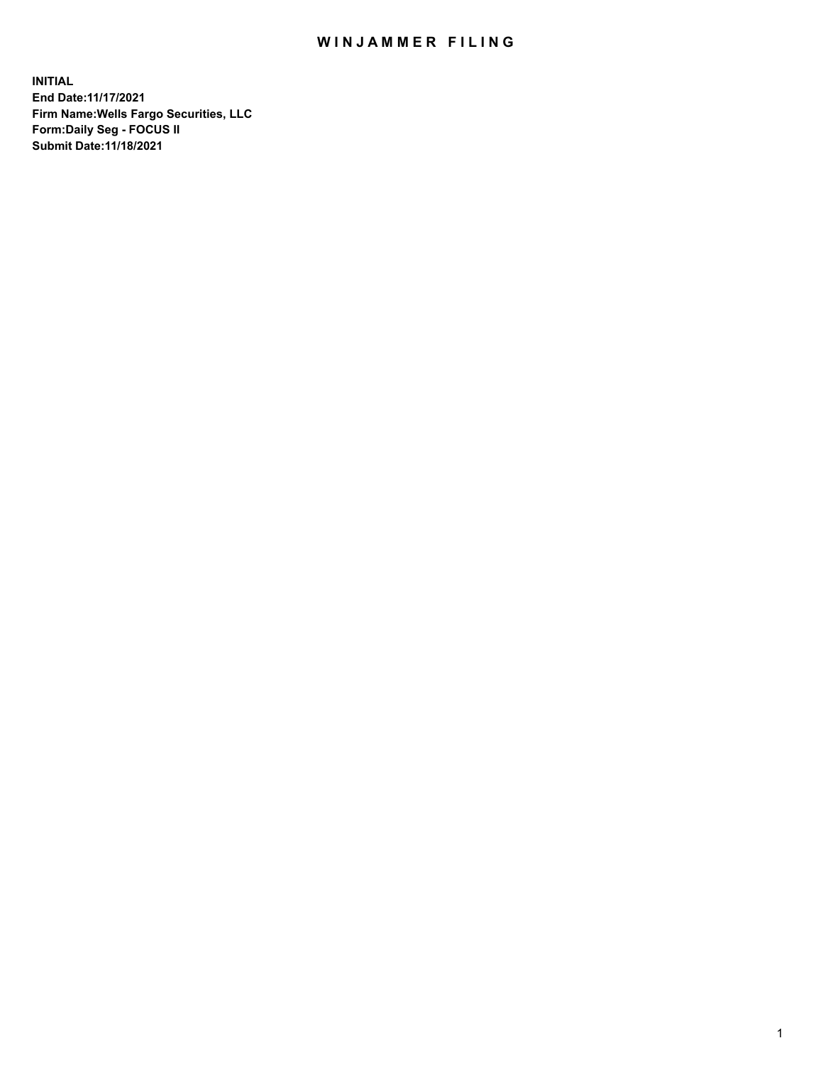# WINJAMMER FILING

**INITIAL**
**End Date:11/17/2021**
**Firm Name:Wells Fargo Securities, LLC**
**Form:Daily Seg - FOCUS II**
**Submit Date:11/18/2021**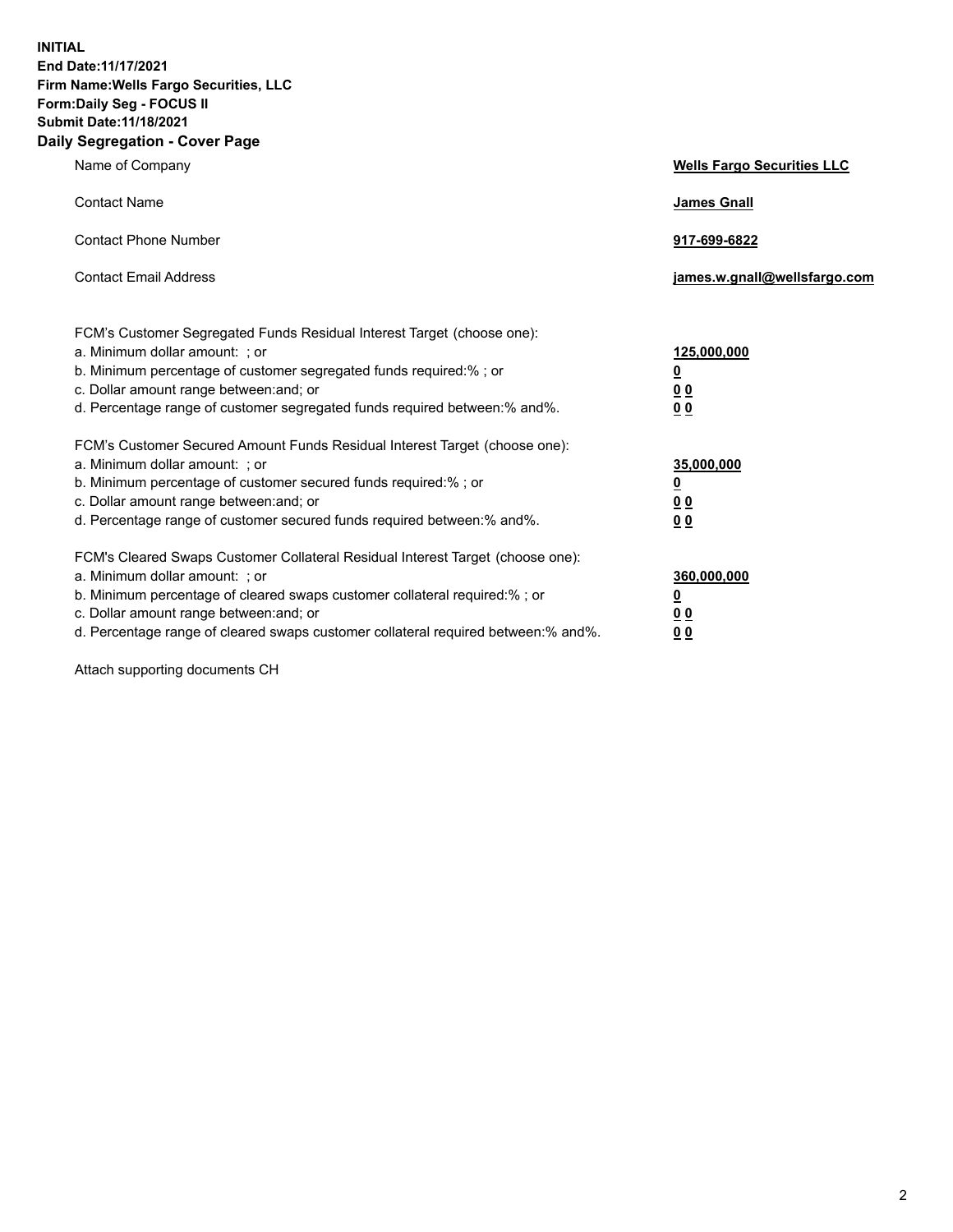**INITIAL**
**End Date:11/17/2021**
**Firm Name:Wells Fargo Securities, LLC**
**Form:Daily Seg - FOCUS II**
**Submit Date:11/18/2021**

## Daily Segregation - Cover Page

| | |
|---|---|
| Name of Company | **Wells Fargo Securities LLC** |
| Contact Name | **James Gnall** |
| Contact Phone Number | **917-699-6822** |
| Contact Email Address | **james.w.gnall@wellsfargo.com** |

| | |
|---|---|
| FCM's Customer Segregated Funds Residual Interest Target (choose one): | |
| a. Minimum dollar amount: ; or | **125,000,000** |
| b. Minimum percentage of customer segregated funds required:% ; or | **0** |
| c. Dollar amount range between:and; or | **0 0** |
| d. Percentage range of customer segregated funds required between:% and%. | **0 0** |
| FCM's Customer Secured Amount Funds Residual Interest Target (choose one): | |
| a. Minimum dollar amount: ; or | **35,000,000** |
| b. Minimum percentage of customer secured funds required:% ; or | **0** |
| c. Dollar amount range between:and; or | **0 0** |
| d. Percentage range of customer secured funds required between:% and%. | **0 0** |
| FCM's Cleared Swaps Customer Collateral Residual Interest Target (choose one): | |
| a. Minimum dollar amount: ; or | **360,000,000** |
| b. Minimum percentage of cleared swaps customer collateral required:% ; or | **0** |
| c. Dollar amount range between:and; or | **0 0** |
| d. Percentage range of cleared swaps customer collateral required between:% and%. | **0 0** |

Attach supporting documents CH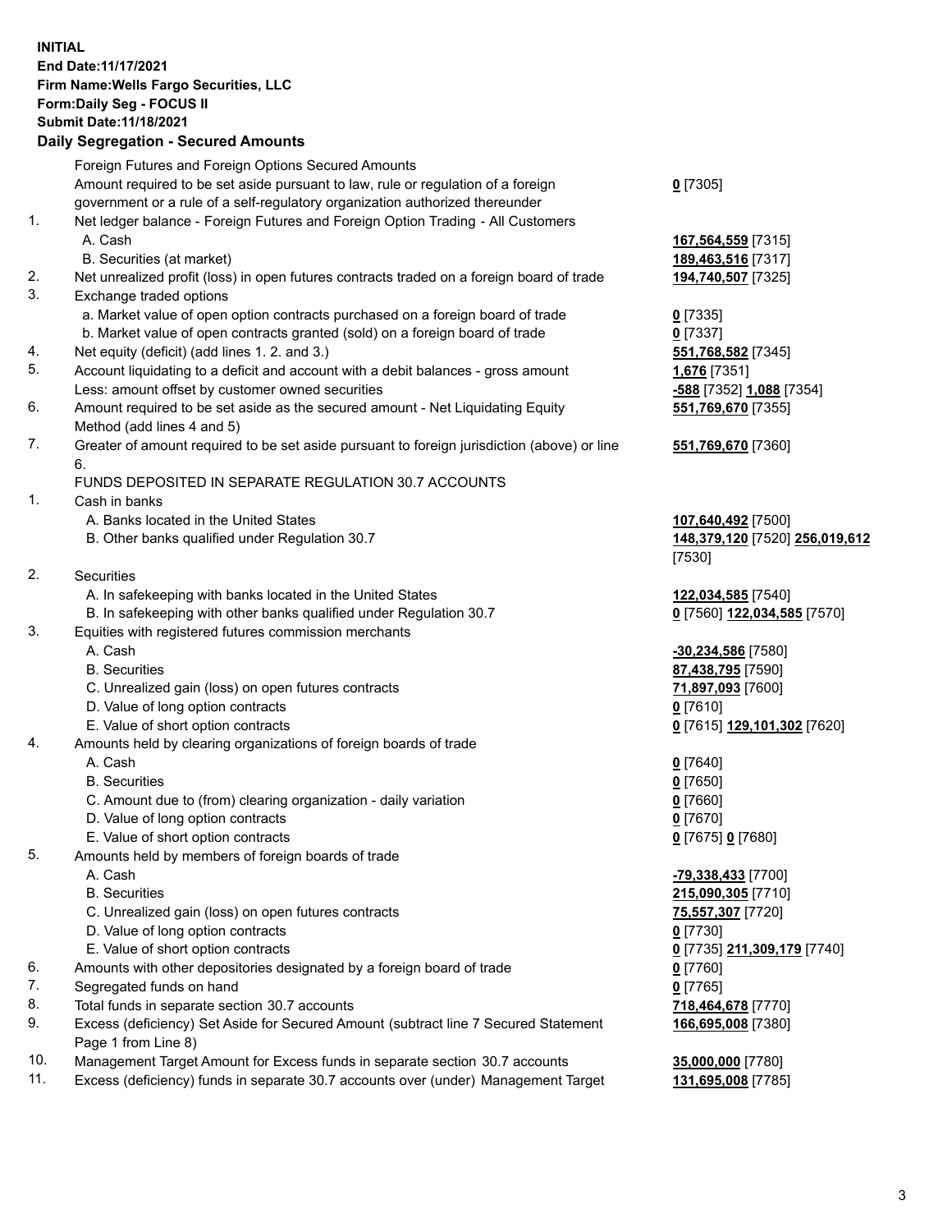**INITIAL**
**End Date:11/17/2021**
**Firm Name:Wells Fargo Securities, LLC**
**Form:Daily Seg - FOCUS II**
**Submit Date:11/18/2021**

### Daily Segregation - Secured Amounts

| | | |
|---|---|---|
| | Foreign Futures and Foreign Options Secured Amounts | |
| | Amount required to be set aside pursuant to law, rule or regulation of a foreign government or a rule of a self-regulatory organization authorized thereunder | **0** [7305] |
| 1. | Net ledger balance - Foreign Futures and Foreign Option Trading - All Customers | |
| | A. Cash | **167,564,559** [7315] |
| | B. Securities (at market) | **189,463,516** [7317] |
| 2. | Net unrealized profit (loss) in open futures contracts traded on a foreign board of trade | **194,740,507** [7325] |
| 3. | Exchange traded options | |
| | a. Market value of open option contracts purchased on a foreign board of trade | **0** [7335] |
| | b. Market value of open contracts granted (sold) on a foreign board of trade | **0** [7337] |
| 4. | Net equity (deficit) (add lines 1. 2. and 3.) | **551,768,582** [7345] |
| 5. | Account liquidating to a deficit and account with a debit balances - gross amount | **1,676** [7351] |
| | Less: amount offset by customer owned securities | **-588** [7352] **1,088** [7354] |
| 6. | Amount required to be set aside as the secured amount - Net Liquidating Equity Method (add lines 4 and 5) | **551,769,670** [7355] |
| 7. | Greater of amount required to be set aside pursuant to foreign jurisdiction (above) or line 6. | **551,769,670** [7360] |
| | FUNDS DEPOSITED IN SEPARATE REGULATION 30.7 ACCOUNTS | |
| 1. | Cash in banks | |
| | A. Banks located in the United States | **107,640,492** [7500] |
| | B. Other banks qualified under Regulation 30.7 | **148,379,120** [7520] **256,019,612** [7530] |
| 2. | Securities | |
| | A. In safekeeping with banks located in the United States | **122,034,585** [7540] |
| | B. In safekeeping with other banks qualified under Regulation 30.7 | **0** [7560] **122,034,585** [7570] |
| 3. | Equities with registered futures commission merchants | |
| | A. Cash | **-30,234,586** [7580] |
| | B. Securities | **87,438,795** [7590] |
| | C. Unrealized gain (loss) on open futures contracts | **71,897,093** [7600] |
| | D. Value of long option contracts | **0** [7610] |
| | E. Value of short option contracts | **0** [7615] **129,101,302** [7620] |
| 4. | Amounts held by clearing organizations of foreign boards of trade | |
| | A. Cash | **0** [7640] |
| | B. Securities | **0** [7650] |
| | C. Amount due to (from) clearing organization - daily variation | **0** [7660] |
| | D. Value of long option contracts | **0** [7670] |
| | E. Value of short option contracts | **0** [7675] **0** [7680] |
| 5. | Amounts held by members of foreign boards of trade | |
| | A. Cash | **-79,338,433** [7700] |
| | B. Securities | **215,090,305** [7710] |
| | C. Unrealized gain (loss) on open futures contracts | **75,557,307** [7720] |
| | D. Value of long option contracts | **0** [7730] |
| | E. Value of short option contracts | **0** [7735] **211,309,179** [7740] |
| 6. | Amounts with other depositories designated by a foreign board of trade | **0** [7760] |
| 7. | Segregated funds on hand | **0** [7765] |
| 8. | Total funds in separate section 30.7 accounts | **718,464,678** [7770] |
| 9. | Excess (deficiency) Set Aside for Secured Amount (subtract line 7 Secured Statement Page 1 from Line 8) | **166,695,008** [7380] |
| 10. | Management Target Amount for Excess funds in separate section 30.7 accounts | **35,000,000** [7780] |
| 11. | Excess (deficiency) funds in separate 30.7 accounts over (under) Management Target | **131,695,008** [7785] |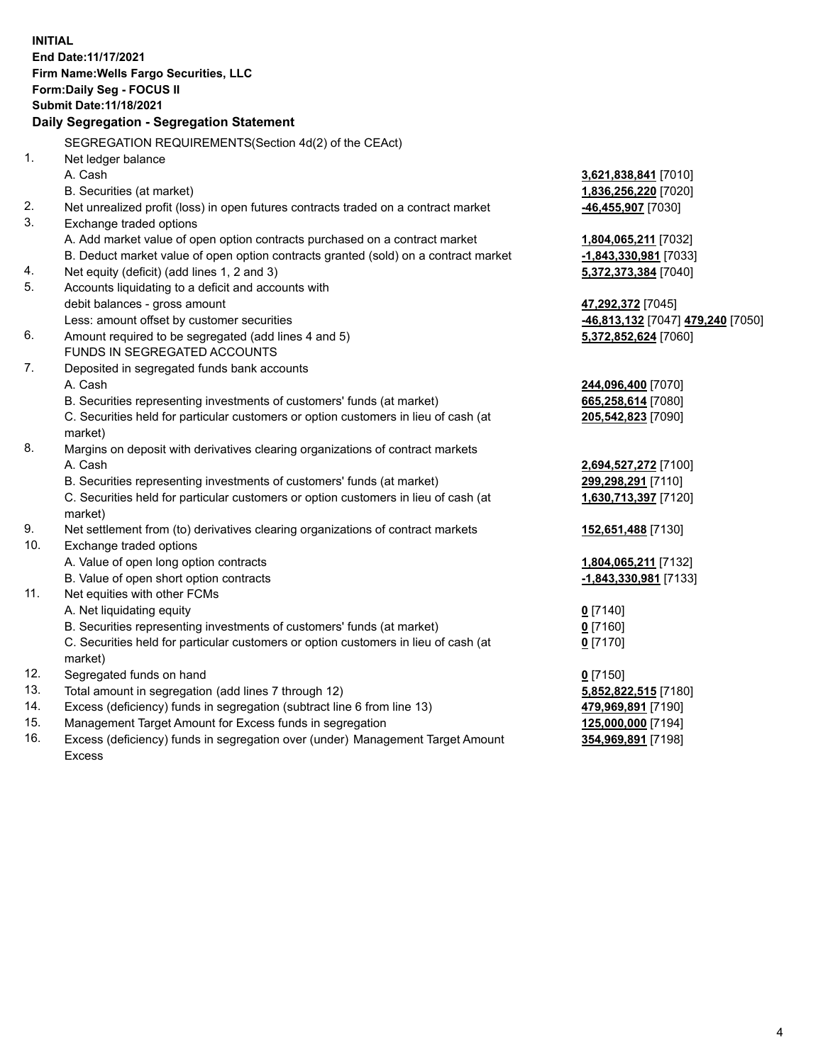**INITIAL**
**End Date:11/17/2021**
**Firm Name:Wells Fargo Securities, LLC**
**Form:Daily Seg - FOCUS II**
**Submit Date:11/18/2021**

## Daily Segregation - Segregation Statement

SEGREGATION REQUIREMENTS(Section 4d(2) of the CEAct)

| | | |
|---|---|---|
| 1. | Net ledger balance | |
| | A. Cash | **3,621,838,841** [7010] |
| | B. Securities (at market) | **1,836,256,220** [7020] |
| 2. | Net unrealized profit (loss) in open futures contracts traded on a contract market | **-46,455,907** [7030] |
| 3. | Exchange traded options | |
| | A. Add market value of open option contracts purchased on a contract market | **1,804,065,211** [7032] |
| | B. Deduct market value of open option contracts granted (sold) on a contract market | **-1,843,330,981** [7033] |
| 4. | Net equity (deficit) (add lines 1, 2 and 3) | **5,372,373,384** [7040] |
| 5. | Accounts liquidating to a deficit and accounts with | |
| | debit balances - gross amount | **47,292,372** [7045] |
| | Less: amount offset by customer securities | **-46,813,132** [7047] **479,240** [7050] |
| 6. | Amount required to be segregated (add lines 4 and 5) | **5,372,852,624** [7060] |
| | FUNDS IN SEGREGATED ACCOUNTS | |
| 7. | Deposited in segregated funds bank accounts | |
| | A. Cash | **244,096,400** [7070] |
| | B. Securities representing investments of customers' funds (at market) | **665,258,614** [7080] |
| | C. Securities held for particular customers or option customers in lieu of cash (at market) | **205,542,823** [7090] |
| 8. | Margins on deposit with derivatives clearing organizations of contract markets | |
| | A. Cash | **2,694,527,272** [7100] |
| | B. Securities representing investments of customers' funds (at market) | **299,298,291** [7110] |
| | C. Securities held for particular customers or option customers in lieu of cash (at market) | **1,630,713,397** [7120] |
| 9. | Net settlement from (to) derivatives clearing organizations of contract markets | **152,651,488** [7130] |
| 10. | Exchange traded options | |
| | A. Value of open long option contracts | **1,804,065,211** [7132] |
| | B. Value of open short option contracts | **-1,843,330,981** [7133] |
| 11. | Net equities with other FCMs | |
| | A. Net liquidating equity | **0** [7140] |
| | B. Securities representing investments of customers' funds (at market) | **0** [7160] |
| | C. Securities held for particular customers or option customers in lieu of cash (at market) | **0** [7170] |
| 12. | Segregated funds on hand | **0** [7150] |
| 13. | Total amount in segregation (add lines 7 through 12) | **5,852,822,515** [7180] |
| 14. | Excess (deficiency) funds in segregation (subtract line 6 from line 13) | **479,969,891** [7190] |
| 15. | Management Target Amount for Excess funds in segregation | **125,000,000** [7194] |
| 16. | Excess (deficiency) funds in segregation over (under) Management Target Amount Excess | **354,969,891** [7198] |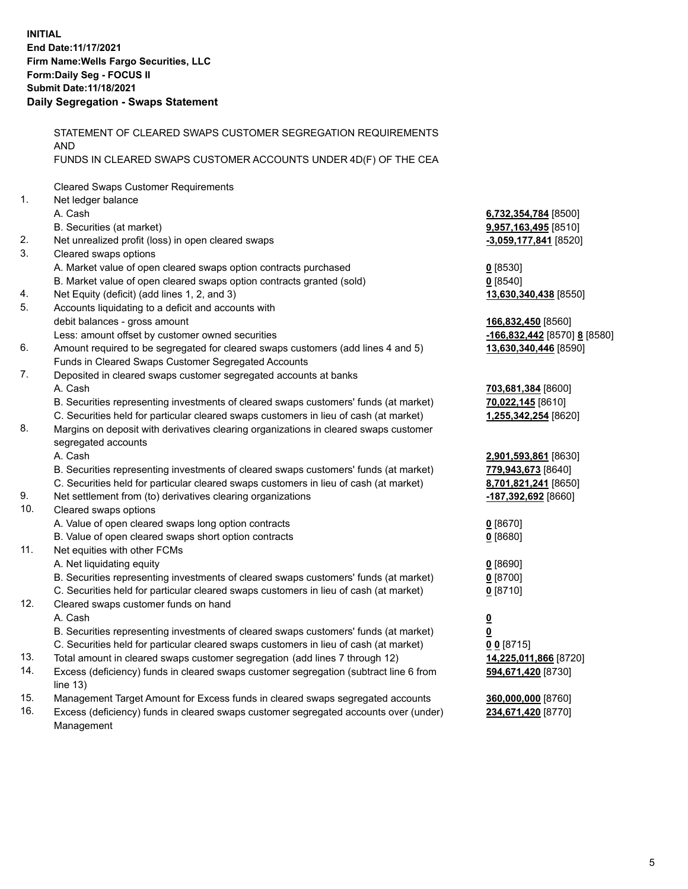**INITIAL**
**End Date:11/17/2021**
**Firm Name:Wells Fargo Securities, LLC**
**Form:Daily Seg - FOCUS II**
**Submit Date:11/18/2021**
**Daily Segregation - Swaps Statement**

STATEMENT OF CLEARED SWAPS CUSTOMER SEGREGATION REQUIREMENTS AND FUNDS IN CLEARED SWAPS CUSTOMER ACCOUNTS UNDER 4D(F) OF THE CEA

| | | |
|---|---|---|
| | Cleared Swaps Customer Requirements | |
| 1. | Net ledger balance | |
| | A. Cash | **6,732,354,784** [8500] |
| | B. Securities (at market) | **9,957,163,495** [8510] |
| 2. | Net unrealized profit (loss) in open cleared swaps | **-3,059,177,841** [8520] |
| 3. | Cleared swaps options | |
| | A. Market value of open cleared swaps option contracts purchased | **0** [8530] |
| | B. Market value of open cleared swaps option contracts granted (sold) | **0** [8540] |
| 4. | Net Equity (deficit) (add lines 1, 2, and 3) | **13,630,340,438** [8550] |
| 5. | Accounts liquidating to a deficit and accounts with debit balances - gross amount | **166,832,450** [8560] |
| | Less: amount offset by customer owned securities | **-166,832,442** [8570] **8** [8580] |
| 6. | Amount required to be segregated for cleared swaps customers (add lines 4 and 5) | **13,630,340,446** [8590] |
| | Funds in Cleared Swaps Customer Segregated Accounts | |
| 7. | Deposited in cleared swaps customer segregated accounts at banks | |
| | A. Cash | **703,681,384** [8600] |
| | B. Securities representing investments of cleared swaps customers' funds (at market) | **70,022,145** [8610] |
| | C. Securities held for particular cleared swaps customers in lieu of cash (at market) | **1,255,342,254** [8620] |
| 8. | Margins on deposit with derivatives clearing organizations in cleared swaps customer segregated accounts | |
| | A. Cash | **2,901,593,861** [8630] |
| | B. Securities representing investments of cleared swaps customers' funds (at market) | **779,943,673** [8640] |
| | C. Securities held for particular cleared swaps customers in lieu of cash (at market) | **8,701,821,241** [8650] |
| 9. | Net settlement from (to) derivatives clearing organizations | **-187,392,692** [8660] |
| 10. | Cleared swaps options | |
| | A. Value of open cleared swaps long option contracts | **0** [8670] |
| | B. Value of open cleared swaps short option contracts | **0** [8680] |
| 11. | Net equities with other FCMs | |
| | A. Net liquidating equity | **0** [8690] |
| | B. Securities representing investments of cleared swaps customers' funds (at market) | **0** [8700] |
| | C. Securities held for particular cleared swaps customers in lieu of cash (at market) | **0** [8710] |
| 12. | Cleared swaps customer funds on hand | |
| | A. Cash | **0** |
| | B. Securities representing investments of cleared swaps customers' funds (at market) | **0** |
| | C. Securities held for particular cleared swaps customers in lieu of cash (at market) | **0** **0** [8715] |
| 13. | Total amount in cleared swaps customer segregation (add lines 7 through 12) | **14,225,011,866** [8720] |
| 14. | Excess (deficiency) funds in cleared swaps customer segregation (subtract line 6 from line 13) | **594,671,420** [8730] |
| 15. | Management Target Amount for Excess funds in cleared swaps segregated accounts | **360,000,000** [8760] |
| 16. | Excess (deficiency) funds in cleared swaps customer segregated accounts over (under) Management | **234,671,420** [8770] |